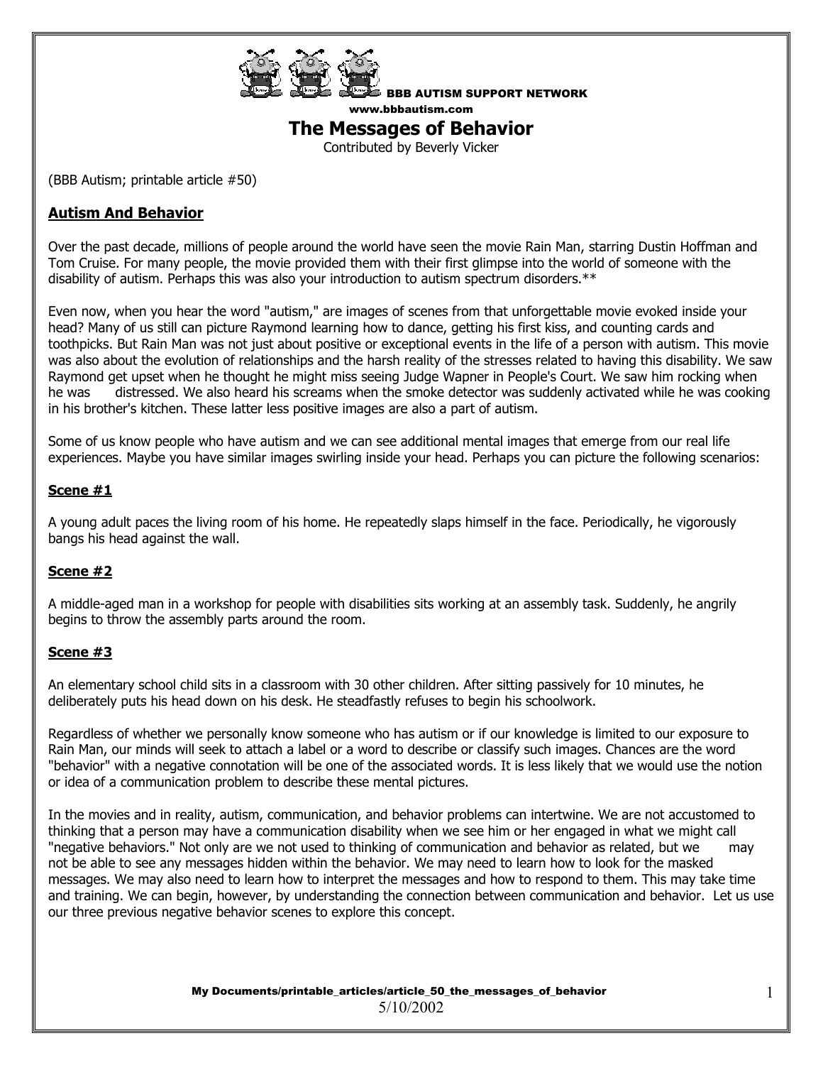BBB AUTISM SUPPORT NETWORK
www.bbbautism.com

# The Messages of Behavior

Contributed by Beverly Vicker

(BBB Autism; printable article #50)

## Autism And Behavior

Over the past decade, millions of people around the world have seen the movie Rain Man, starring Dustin Hoffman and Tom Cruise. For many people, the movie provided them with their first glimpse into the world of someone with the disability of autism. Perhaps this was also your introduction to autism spectrum disorders.**

Even now, when you hear the word "autism," are images of scenes from that unforgettable movie evoked inside your head? Many of us still can picture Raymond learning how to dance, getting his first kiss, and counting cards and toothpicks. But Rain Man was not just about positive or exceptional events in the life of a person with autism. This movie was also about the evolution of relationships and the harsh reality of the stresses related to having this disability. We saw Raymond get upset when he thought he might miss seeing Judge Wapner in People's Court. We saw him rocking when he was distressed. We also heard his screams when the smoke detector was suddenly activated while he was cooking in his brother's kitchen. These latter less positive images are also a part of autism.

Some of us know people who have autism and we can see additional mental images that emerge from our real life experiences. Maybe you have similar images swirling inside your head. Perhaps you can picture the following scenarios:

### Scene #1

A young adult paces the living room of his home. He repeatedly slaps himself in the face. Periodically, he vigorously bangs his head against the wall.

### Scene #2

A middle-aged man in a workshop for people with disabilities sits working at an assembly task. Suddenly, he angrily begins to throw the assembly parts around the room.

### Scene #3

An elementary school child sits in a classroom with 30 other children. After sitting passively for 10 minutes, he deliberately puts his head down on his desk. He steadfastly refuses to begin his schoolwork.

Regardless of whether we personally know someone who has autism or if our knowledge is limited to our exposure to Rain Man, our minds will seek to attach a label or a word to describe or classify such images. Chances are the word "behavior" with a negative connotation will be one of the associated words. It is less likely that we would use the notion or idea of a communication problem to describe these mental pictures.

In the movies and in reality, autism, communication, and behavior problems can intertwine. We are not accustomed to thinking that a person may have a communication disability when we see him or her engaged in what we might call "negative behaviors." Not only are we not used to thinking of communication and behavior as related, but we may not be able to see any messages hidden within the behavior. We may need to learn how to look for the masked messages. We may also need to learn how to interpret the messages and how to respond to them. This may take time and training. We can begin, however, by understanding the connection between communication and behavior. Let us use our three previous negative behavior scenes to explore this concept.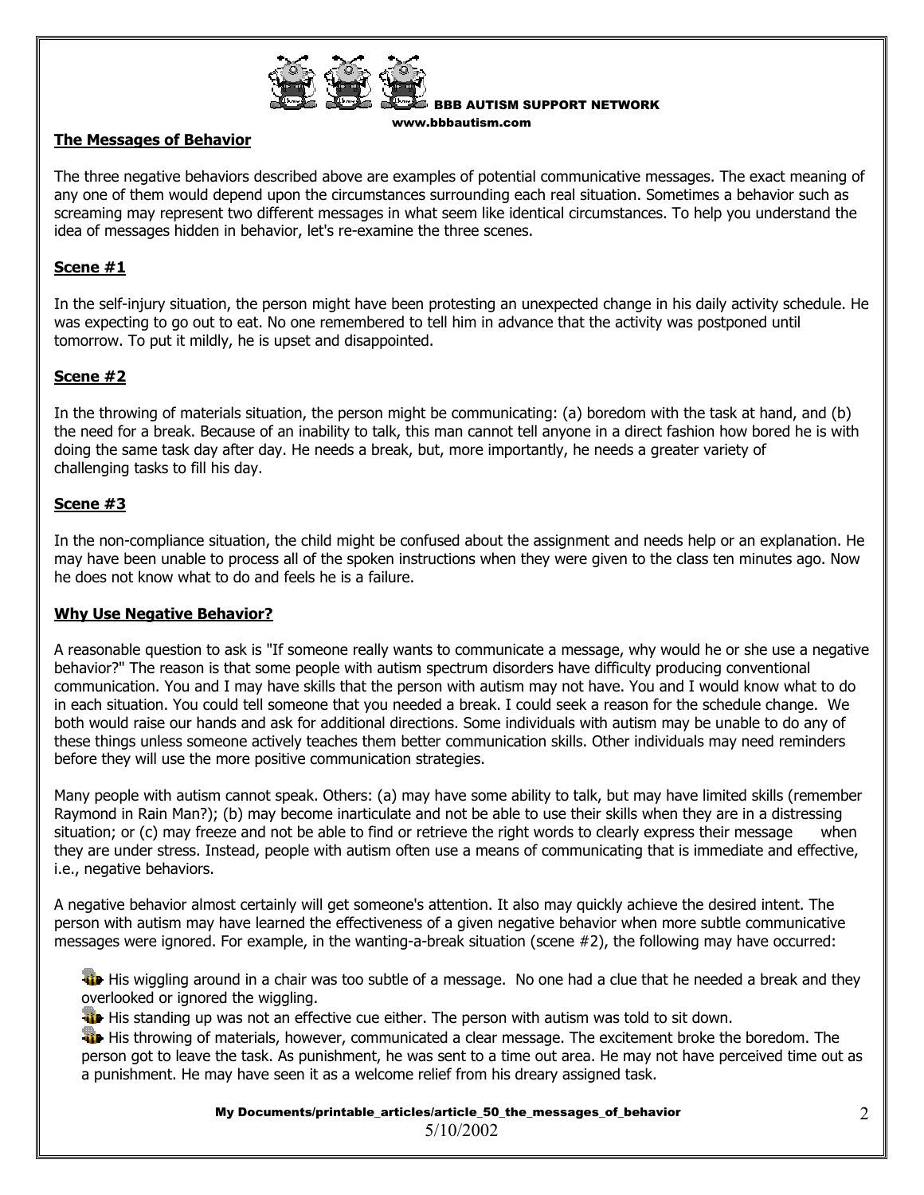## The Messages of Behavior

The three negative behaviors described above are examples of potential communicative messages. The exact meaning of any one of them would depend upon the circumstances surrounding each real situation. Sometimes a behavior such as screaming may represent two different messages in what seem like identical circumstances. To help you understand the idea of messages hidden in behavior, let's re-examine the three scenes.

### Scene #1

In the self-injury situation, the person might have been protesting an unexpected change in his daily activity schedule. He was expecting to go out to eat. No one remembered to tell him in advance that the activity was postponed until tomorrow. To put it mildly, he is upset and disappointed.

### Scene #2

In the throwing of materials situation, the person might be communicating: (a) boredom with the task at hand, and (b) the need for a break. Because of an inability to talk, this man cannot tell anyone in a direct fashion how bored he is with doing the same task day after day. He needs a break, but, more importantly, he needs a greater variety of challenging tasks to fill his day.

### Scene #3

In the non-compliance situation, the child might be confused about the assignment and needs help or an explanation. He may have been unable to process all of the spoken instructions when they were given to the class ten minutes ago. Now he does not know what to do and feels he is a failure.

## Why Use Negative Behavior?

A reasonable question to ask is "If someone really wants to communicate a message, why would he or she use a negative behavior?" The reason is that some people with autism spectrum disorders have difficulty producing conventional communication. You and I may have skills that the person with autism may not have. You and I would know what to do in each situation. You could tell someone that you needed a break. I could seek a reason for the schedule change. We both would raise our hands and ask for additional directions. Some individuals with autism may be unable to do any of these things unless someone actively teaches them better communication skills. Other individuals may need reminders before they will use the more positive communication strategies.

Many people with autism cannot speak. Others: (a) may have some ability to talk, but may have limited skills (remember Raymond in Rain Man?); (b) may become inarticulate and not be able to use their skills when they are in a distressing situation; or (c) may freeze and not be able to find or retrieve the right words to clearly express their message when they are under stress. Instead, people with autism often use a means of communicating that is immediate and effective, i.e., negative behaviors.

A negative behavior almost certainly will get someone's attention. It also may quickly achieve the desired intent. The person with autism may have learned the effectiveness of a given negative behavior when more subtle communicative messages were ignored. For example, in the wanting-a-break situation (scene #2), the following may have occurred:

- His wiggling around in a chair was too subtle of a message. No one had a clue that he needed a break and they overlooked or ignored the wiggling.
- His standing up was not an effective cue either. The person with autism was told to sit down.
- His throwing of materials, however, communicated a clear message. The excitement broke the boredom. The person got to leave the task. As punishment, he was sent to a time out area. He may not have perceived time out as a punishment. He may have seen it as a welcome relief from his dreary assigned task.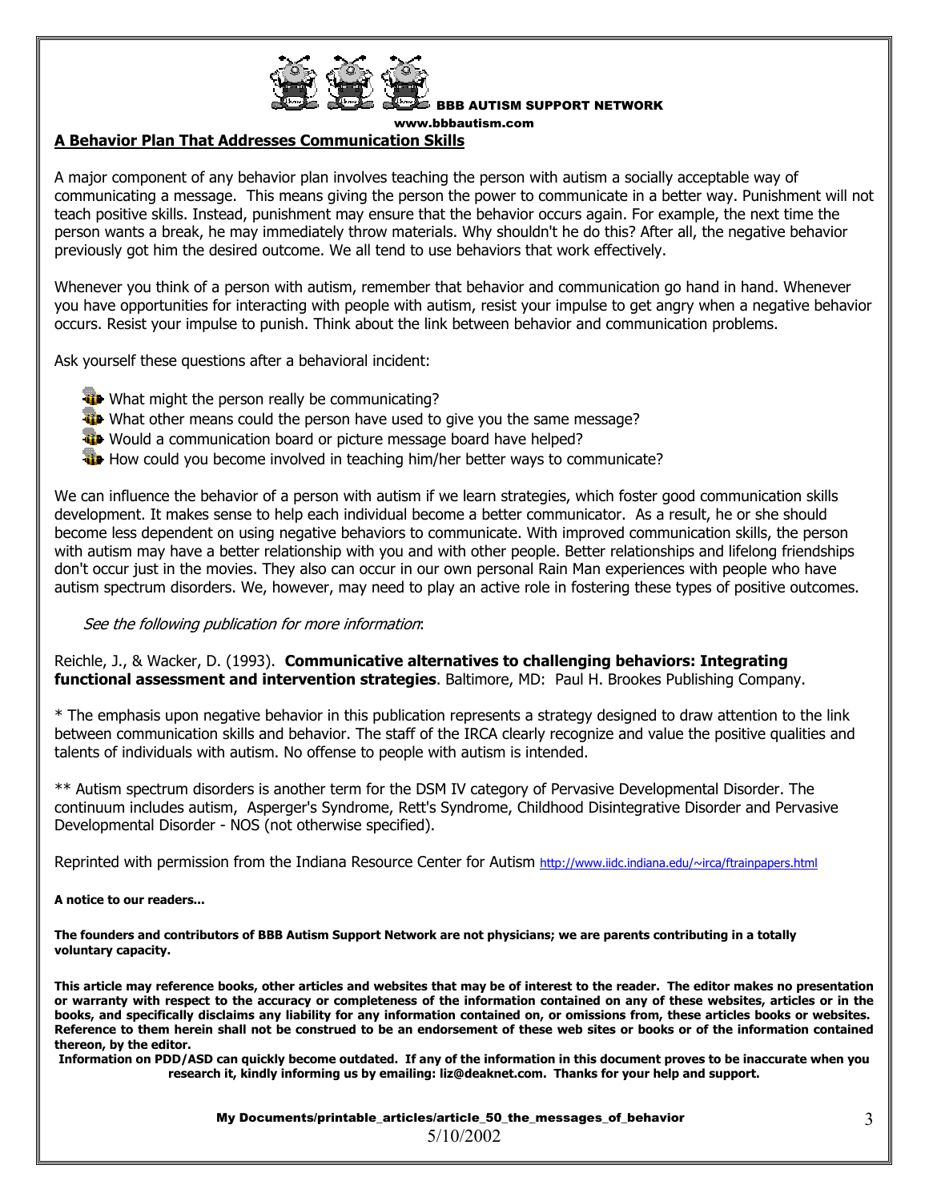BBB AUTISM SUPPORT NETWORK

www.bbbautism.com

## A Behavior Plan That Addresses Communication Skills

A major component of any behavior plan involves teaching the person with autism a socially acceptable way of communicating a message. This means giving the person the power to communicate in a better way. Punishment will not teach positive skills. Instead, punishment may ensure that the behavior occurs again. For example, the next time the person wants a break, he may immediately throw materials. Why shouldn't he do this? After all, the negative behavior previously got him the desired outcome. We all tend to use behaviors that work effectively.

Whenever you think of a person with autism, remember that behavior and communication go hand in hand. Whenever you have opportunities for interacting with people with autism, resist your impulse to get angry when a negative behavior occurs. Resist your impulse to punish. Think about the link between behavior and communication problems.

Ask yourself these questions after a behavioral incident:

- What might the person really be communicating?
- What other means could the person have used to give you the same message?
- Would a communication board or picture message board have helped?
- How could you become involved in teaching him/her better ways to communicate?

We can influence the behavior of a person with autism if we learn strategies, which foster good communication skills development. It makes sense to help each individual become a better communicator. As a result, he or she should become less dependent on using negative behaviors to communicate. With improved communication skills, the person with autism may have a better relationship with you and with other people. Better relationships and lifelong friendships don't occur just in the movies. They also can occur in our own personal Rain Man experiences with people who have autism spectrum disorders. We, however, may need to play an active role in fostering these types of positive outcomes.

*See the following publication for more information*:

Reichle, J., & Wacker, D. (1993). **Communicative alternatives to challenging behaviors: Integrating functional assessment and intervention strategies**. Baltimore, MD: Paul H. Brookes Publishing Company.

* The emphasis upon negative behavior in this publication represents a strategy designed to draw attention to the link between communication skills and behavior. The staff of the IRCA clearly recognize and value the positive qualities and talents of individuals with autism. No offense to people with autism is intended.

** Autism spectrum disorders is another term for the DSM IV category of Pervasive Developmental Disorder. The continuum includes autism, Asperger's Syndrome, Rett's Syndrome, Childhood Disintegrative Disorder and Pervasive Developmental Disorder - NOS (not otherwise specified).

Reprinted with permission from the Indiana Resource Center for Autism http://www.iidc.indiana.edu/~irca/ftrainpapers.html

**A notice to our readers...**

**The founders and contributors of BBB Autism Support Network are not physicians; we are parents contributing in a totally voluntary capacity.**

**This article may reference books, other articles and websites that may be of interest to the reader. The editor makes no presentation or warranty with respect to the accuracy or completeness of the information contained on any of these websites, articles or in the books, and specifically disclaims any liability for any information contained on, or omissions from, these articles books or websites. Reference to them herein shall not be construed to be an endorsement of these web sites or books or of the information contained thereon, by the editor.**

**Information on PDD/ASD can quickly become outdated. If any of the information in this document proves to be inaccurate when you research it, kindly informing us by emailing: liz@deaknet.com. Thanks for your help and support.**